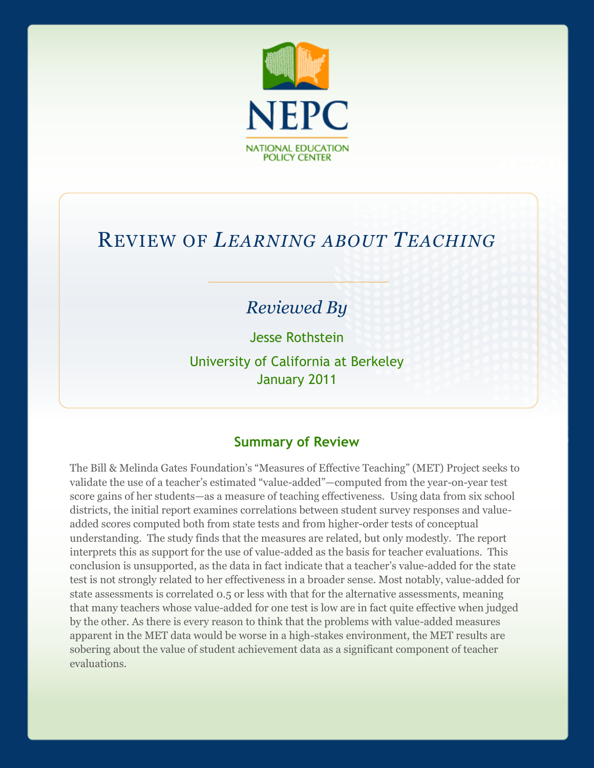NEPC

NATIONAL EDUCATION POLICY CENTER

# Review of *Learning about Teaching*

*Reviewed By*

Jesse Rothstein

University of California at Berkeley

January 2011

## Summary of Review

The Bill & Melinda Gates Foundation's "Measures of Effective Teaching" (MET) Project seeks to validate the use of a teacher's estimated "value-added"—computed from the year-on-year test score gains of her students—as a measure of teaching effectiveness. Using data from six school districts, the initial report examines correlations between student survey responses and value-added scores computed both from state tests and from higher-order tests of conceptual understanding. The study finds that the measures are related, but only modestly. The report interprets this as support for the use of value-added as the basis for teacher evaluations. This conclusion is unsupported, as the data in fact indicate that a teacher's value-added for the state test is not strongly related to her effectiveness in a broader sense. Most notably, value-added for state assessments is correlated 0.5 or less with that for the alternative assessments, meaning that many teachers whose value-added for one test is low are in fact quite effective when judged by the other. As there is every reason to think that the problems with value-added measures apparent in the MET data would be worse in a high-stakes environment, the MET results are sobering about the value of student achievement data as a significant component of teacher evaluations.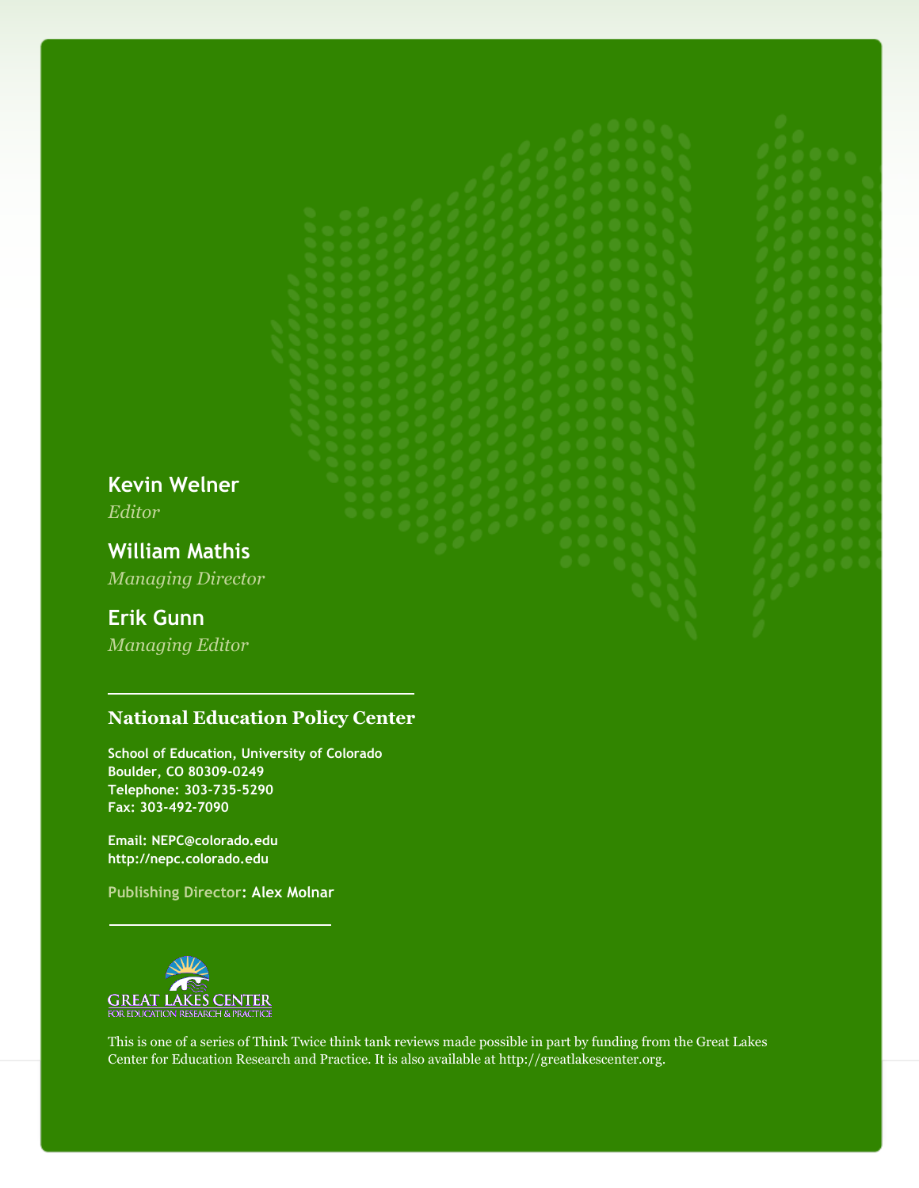**Kevin Welner**
*Editor*

**William Mathis**
*Managing Director*

**Erik Gunn**
*Managing Editor*

---

**National Education Policy Center**

School of Education, University of Colorado
Boulder, CO 80309-0249
Telephone: 303-735-5290
Fax: 303-492-7090

Email: NEPC@colorado.edu
http://nepc.colorado.edu

Publishing Director: Alex Molnar

---

GREAT LAKES CENTER
FOR EDUCATION RESEARCH & PRACTICE

This is one of a series of Think Twice think tank reviews made possible in part by funding from the Great Lakes Center for Education Research and Practice. It is also available at http://greatlakescenter.org.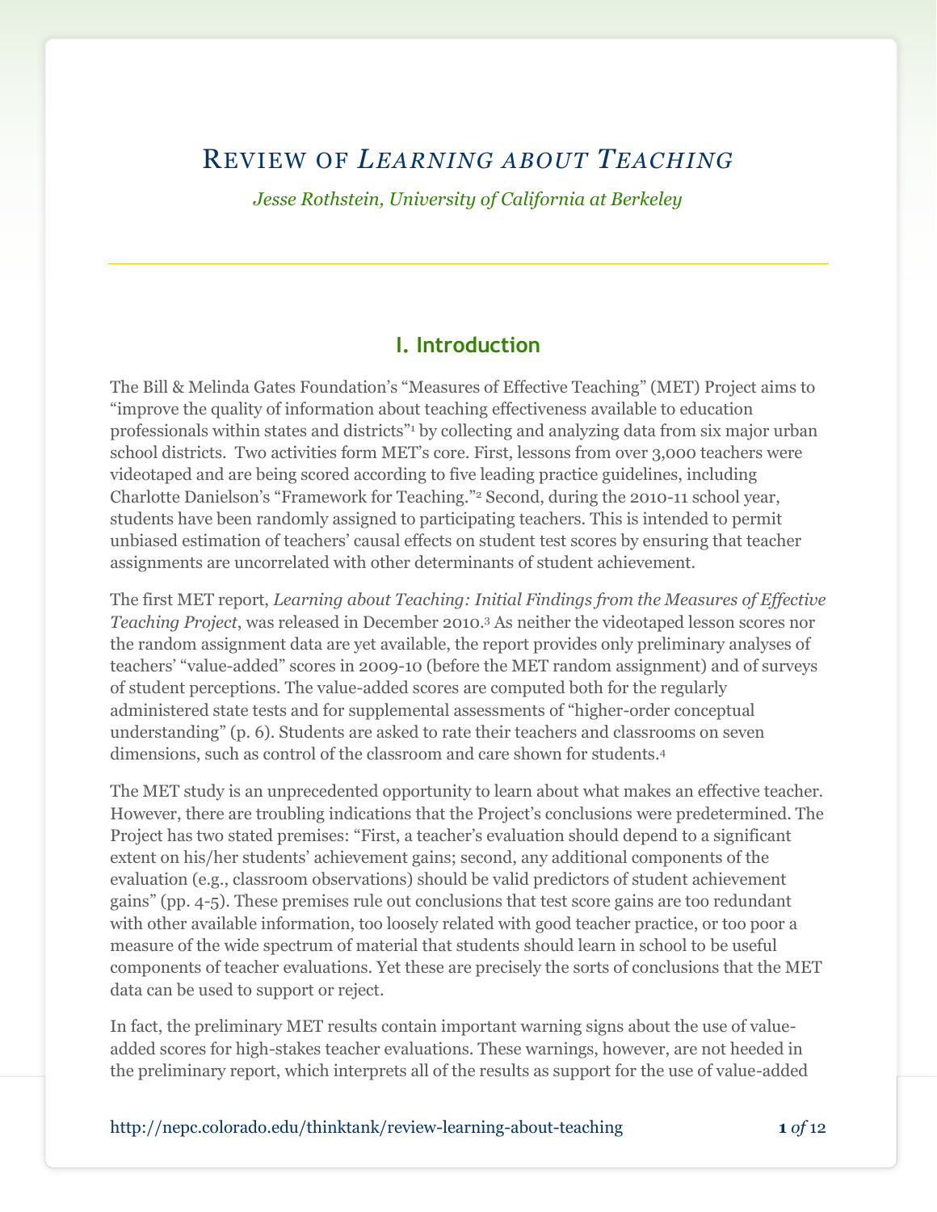# Review of *Learning about Teaching*

*Jesse Rothstein, University of California at Berkeley*

## I. Introduction

The Bill & Melinda Gates Foundation's "Measures of Effective Teaching" (MET) Project aims to "improve the quality of information about teaching effectiveness available to education professionals within states and districts"[1] by collecting and analyzing data from six major urban school districts. Two activities form MET's core. First, lessons from over 3,000 teachers were videotaped and are being scored according to five leading practice guidelines, including Charlotte Danielson's "Framework for Teaching."[2] Second, during the 2010-11 school year, students have been randomly assigned to participating teachers. This is intended to permit unbiased estimation of teachers' causal effects on student test scores by ensuring that teacher assignments are uncorrelated with other determinants of student achievement.

The first MET report, *Learning about Teaching: Initial Findings from the Measures of Effective Teaching Project*, was released in December 2010.[3] As neither the videotaped lesson scores nor the random assignment data are yet available, the report provides only preliminary analyses of teachers' "value-added" scores in 2009-10 (before the MET random assignment) and of surveys of student perceptions. The value-added scores are computed both for the regularly administered state tests and for supplemental assessments of "higher-order conceptual understanding" (p. 6). Students are asked to rate their teachers and classrooms on seven dimensions, such as control of the classroom and care shown for students.[4]

The MET study is an unprecedented opportunity to learn about what makes an effective teacher. However, there are troubling indications that the Project's conclusions were predetermined. The Project has two stated premises: "First, a teacher's evaluation should depend to a significant extent on his/her students' achievement gains; second, any additional components of the evaluation (e.g., classroom observations) should be valid predictors of student achievement gains" (pp. 4-5). These premises rule out conclusions that test score gains are too redundant with other available information, too loosely related with good teacher practice, or too poor a measure of the wide spectrum of material that students should learn in school to be useful components of teacher evaluations. Yet these are precisely the sorts of conclusions that the MET data can be used to support or reject.

In fact, the preliminary MET results contain important warning signs about the use of value-added scores for high-stakes teacher evaluations. These warnings, however, are not heeded in the preliminary report, which interprets all of the results as support for the use of value-added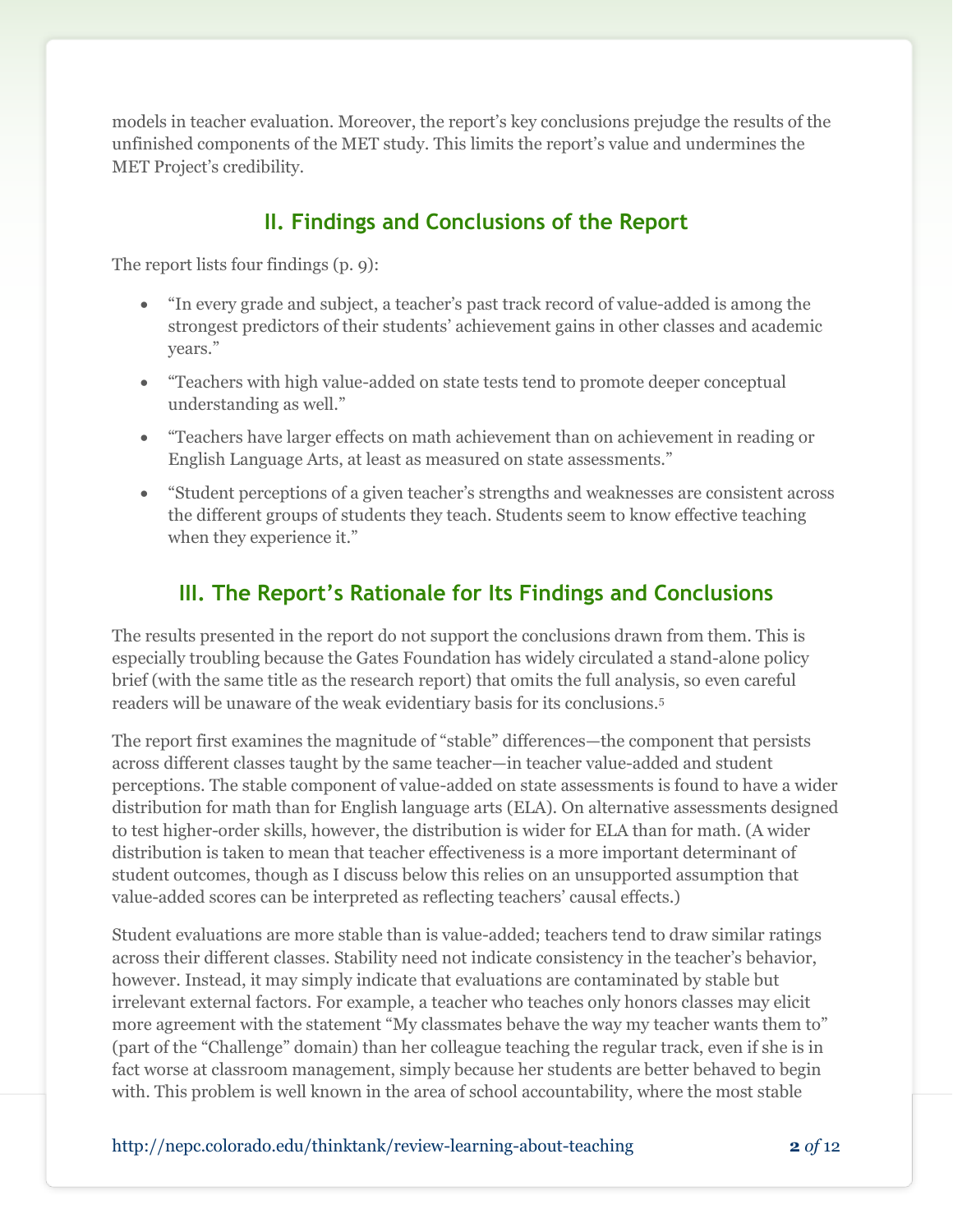models in teacher evaluation. Moreover, the report's key conclusions prejudge the results of the unfinished components of the MET study. This limits the report's value and undermines the MET Project's credibility.

## II. Findings and Conclusions of the Report

The report lists four findings (p. 9):

- "In every grade and subject, a teacher's past track record of value-added is among the strongest predictors of their students' achievement gains in other classes and academic years."
- "Teachers with high value-added on state tests tend to promote deeper conceptual understanding as well."
- "Teachers have larger effects on math achievement than on achievement in reading or English Language Arts, at least as measured on state assessments."
- "Student perceptions of a given teacher's strengths and weaknesses are consistent across the different groups of students they teach. Students seem to know effective teaching when they experience it."

## III. The Report's Rationale for Its Findings and Conclusions

The results presented in the report do not support the conclusions drawn from them. This is especially troubling because the Gates Foundation has widely circulated a stand-alone policy brief (with the same title as the research report) that omits the full analysis, so even careful readers will be unaware of the weak evidentiary basis for its conclusions.[5]

The report first examines the magnitude of "stable" differences—the component that persists across different classes taught by the same teacher—in teacher value-added and student perceptions. The stable component of value-added on state assessments is found to have a wider distribution for math than for English language arts (ELA). On alternative assessments designed to test higher-order skills, however, the distribution is wider for ELA than for math. (A wider distribution is taken to mean that teacher effectiveness is a more important determinant of student outcomes, though as I discuss below this relies on an unsupported assumption that value-added scores can be interpreted as reflecting teachers' causal effects.)

Student evaluations are more stable than is value-added; teachers tend to draw similar ratings across their different classes. Stability need not indicate consistency in the teacher's behavior, however. Instead, it may simply indicate that evaluations are contaminated by stable but irrelevant external factors. For example, a teacher who teaches only honors classes may elicit more agreement with the statement "My classmates behave the way my teacher wants them to" (part of the "Challenge" domain) than her colleague teaching the regular track, even if she is in fact worse at classroom management, simply because her students are better behaved to begin with. This problem is well known in the area of school accountability, where the most stable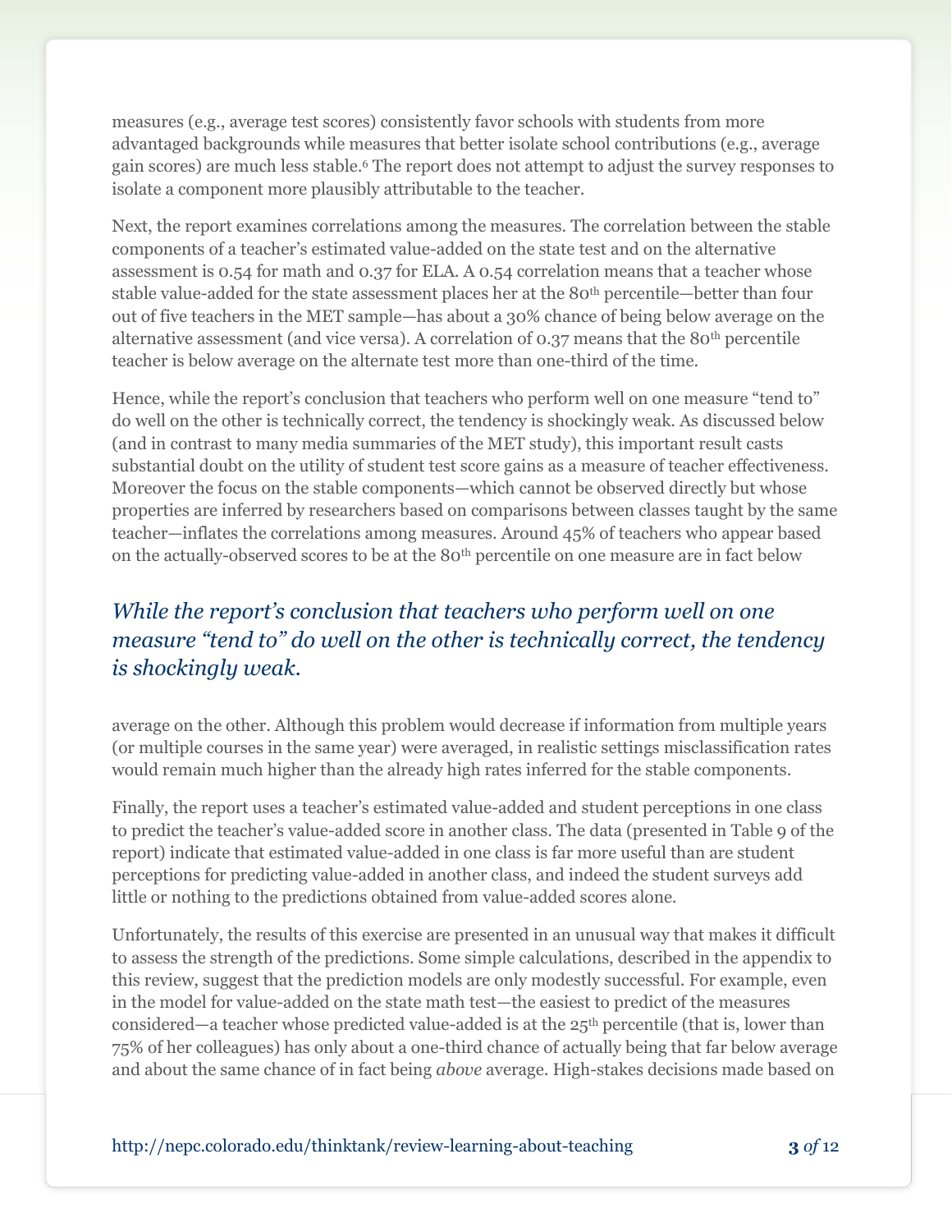measures (e.g., average test scores) consistently favor schools with students from more advantaged backgrounds while measures that better isolate school contributions (e.g., average gain scores) are much less stable.[6] The report does not attempt to adjust the survey responses to isolate a component more plausibly attributable to the teacher.

Next, the report examines correlations among the measures. The correlation between the stable components of a teacher's estimated value-added on the state test and on the alternative assessment is 0.54 for math and 0.37 for ELA. A 0.54 correlation means that a teacher whose stable value-added for the state assessment places her at the 80th percentile—better than four out of five teachers in the MET sample—has about a 30% chance of being below average on the alternative assessment (and vice versa). A correlation of 0.37 means that the 80th percentile teacher is below average on the alternate test more than one-third of the time.

Hence, while the report's conclusion that teachers who perform well on one measure "tend to" do well on the other is technically correct, the tendency is shockingly weak. As discussed below (and in contrast to many media summaries of the MET study), this important result casts substantial doubt on the utility of student test score gains as a measure of teacher effectiveness. Moreover the focus on the stable components—which cannot be observed directly but whose properties are inferred by researchers based on comparisons between classes taught by the same teacher—inflates the correlations among measures. Around 45% of teachers who appear based on the actually-observed scores to be at the 80th percentile on one measure are in fact below average on the other. Although this problem would decrease if information from multiple years (or multiple courses in the same year) were averaged, in realistic settings misclassification rates would remain much higher than the already high rates inferred for the stable components.

*While the report's conclusion that teachers who perform well on one measure "tend to" do well on the other is technically correct, the tendency is shockingly weak.*

Finally, the report uses a teacher's estimated value-added and student perceptions in one class to predict the teacher's value-added score in another class. The data (presented in Table 9 of the report) indicate that estimated value-added in one class is far more useful than are student perceptions for predicting value-added in another class, and indeed the student surveys add little or nothing to the predictions obtained from value-added scores alone.

Unfortunately, the results of this exercise are presented in an unusual way that makes it difficult to assess the strength of the predictions. Some simple calculations, described in the appendix to this review, suggest that the prediction models are only modestly successful. For example, even in the model for value-added on the state math test—the easiest to predict of the measures considered—a teacher whose predicted value-added is at the 25th percentile (that is, lower than 75% of her colleagues) has only about a one-third chance of actually being that far below average and about the same chance of in fact being *above* average. High-stakes decisions made based on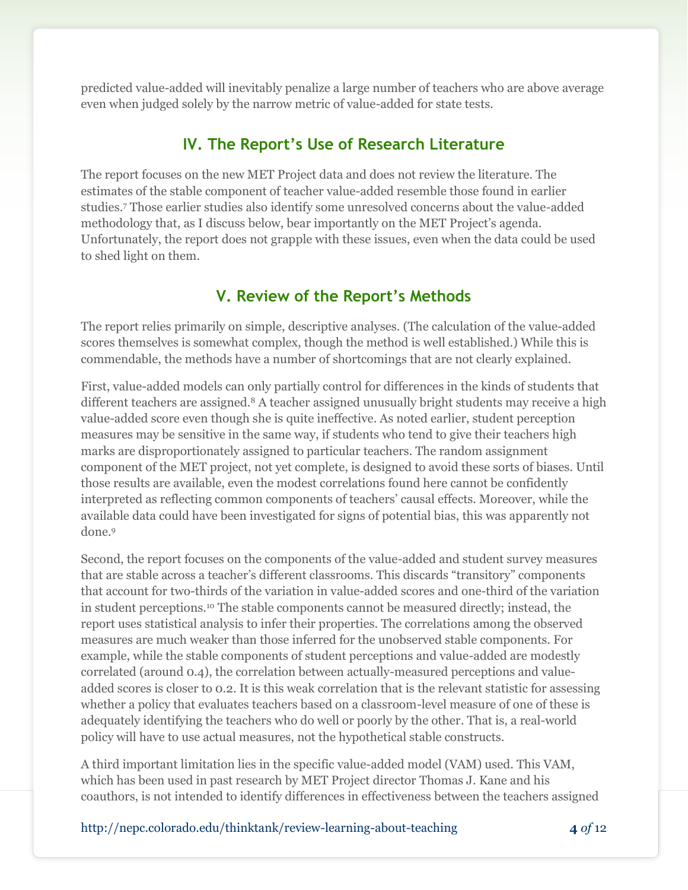predicted value-added will inevitably penalize a large number of teachers who are above average even when judged solely by the narrow metric of value-added for state tests.

## IV. The Report's Use of Research Literature

The report focuses on the new MET Project data and does not review the literature. The estimates of the stable component of teacher value-added resemble those found in earlier studies.[7] Those earlier studies also identify some unresolved concerns about the value-added methodology that, as I discuss below, bear importantly on the MET Project's agenda. Unfortunately, the report does not grapple with these issues, even when the data could be used to shed light on them.

## V. Review of the Report's Methods

The report relies primarily on simple, descriptive analyses. (The calculation of the value-added scores themselves is somewhat complex, though the method is well established.) While this is commendable, the methods have a number of shortcomings that are not clearly explained.

First, value-added models can only partially control for differences in the kinds of students that different teachers are assigned.[8] A teacher assigned unusually bright students may receive a high value-added score even though she is quite ineffective. As noted earlier, student perception measures may be sensitive in the same way, if students who tend to give their teachers high marks are disproportionately assigned to particular teachers. The random assignment component of the MET project, not yet complete, is designed to avoid these sorts of biases. Until those results are available, even the modest correlations found here cannot be confidently interpreted as reflecting common components of teachers' causal effects. Moreover, while the available data could have been investigated for signs of potential bias, this was apparently not done.[9]

Second, the report focuses on the components of the value-added and student survey measures that are stable across a teacher's different classrooms. This discards "transitory" components that account for two-thirds of the variation in value-added scores and one-third of the variation in student perceptions.[10] The stable components cannot be measured directly; instead, the report uses statistical analysis to infer their properties. The correlations among the observed measures are much weaker than those inferred for the unobserved stable components. For example, while the stable components of student perceptions and value-added are modestly correlated (around 0.4), the correlation between actually-measured perceptions and value-added scores is closer to 0.2. It is this weak correlation that is the relevant statistic for assessing whether a policy that evaluates teachers based on a classroom-level measure of one of these is adequately identifying the teachers who do well or poorly by the other. That is, a real-world policy will have to use actual measures, not the hypothetical stable constructs.

A third important limitation lies in the specific value-added model (VAM) used. This VAM, which has been used in past research by MET Project director Thomas J. Kane and his coauthors, is not intended to identify differences in effectiveness between the teachers assigned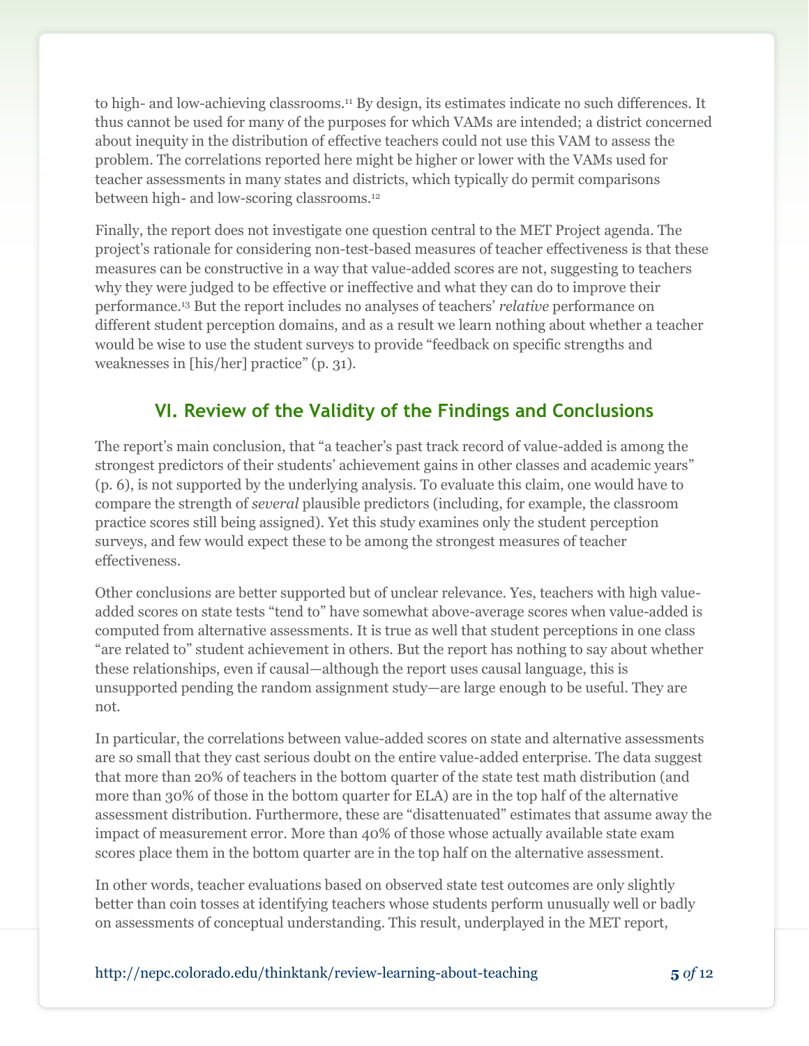to high- and low-achieving classrooms.[11] By design, its estimates indicate no such differences. It thus cannot be used for many of the purposes for which VAMs are intended; a district concerned about inequity in the distribution of effective teachers could not use this VAM to assess the problem. The correlations reported here might be higher or lower with the VAMs used for teacher assessments in many states and districts, which typically do permit comparisons between high- and low-scoring classrooms.[12]

Finally, the report does not investigate one question central to the MET Project agenda. The project's rationale for considering non-test-based measures of teacher effectiveness is that these measures can be constructive in a way that value-added scores are not, suggesting to teachers why they were judged to be effective or ineffective and what they can do to improve their performance.[13] But the report includes no analyses of teachers' *relative* performance on different student perception domains, and as a result we learn nothing about whether a teacher would be wise to use the student surveys to provide "feedback on specific strengths and weaknesses in [his/her] practice" (p. 31).

## VI. Review of the Validity of the Findings and Conclusions

The report's main conclusion, that "a teacher's past track record of value-added is among the strongest predictors of their students' achievement gains in other classes and academic years" (p. 6), is not supported by the underlying analysis. To evaluate this claim, one would have to compare the strength of *several* plausible predictors (including, for example, the classroom practice scores still being assigned). Yet this study examines only the student perception surveys, and few would expect these to be among the strongest measures of teacher effectiveness.

Other conclusions are better supported but of unclear relevance. Yes, teachers with high value-added scores on state tests "tend to" have somewhat above-average scores when value-added is computed from alternative assessments. It is true as well that student perceptions in one class "are related to" student achievement in others. But the report has nothing to say about whether these relationships, even if causal—although the report uses causal language, this is unsupported pending the random assignment study—are large enough to be useful. They are not.

In particular, the correlations between value-added scores on state and alternative assessments are so small that they cast serious doubt on the entire value-added enterprise. The data suggest that more than 20% of teachers in the bottom quarter of the state test math distribution (and more than 30% of those in the bottom quarter for ELA) are in the top half of the alternative assessment distribution. Furthermore, these are "disattenuated" estimates that assume away the impact of measurement error. More than 40% of those whose actually available state exam scores place them in the bottom quarter are in the top half on the alternative assessment.

In other words, teacher evaluations based on observed state test outcomes are only slightly better than coin tosses at identifying teachers whose students perform unusually well or badly on assessments of conceptual understanding. This result, underplayed in the MET report,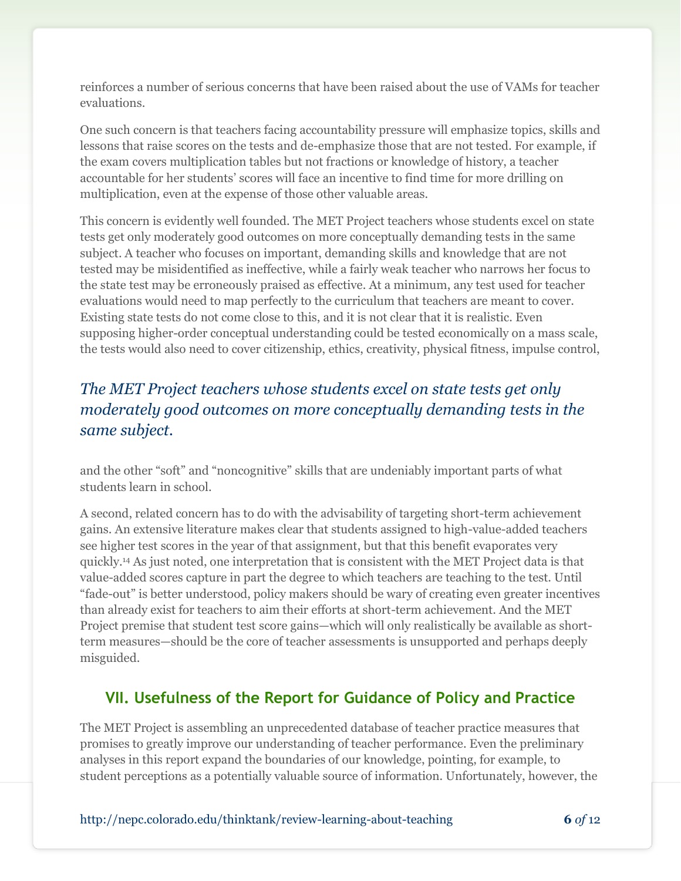reinforces a number of serious concerns that have been raised about the use of VAMs for teacher evaluations.

One such concern is that teachers facing accountability pressure will emphasize topics, skills and lessons that raise scores on the tests and de-emphasize those that are not tested. For example, if the exam covers multiplication tables but not fractions or knowledge of history, a teacher accountable for her students' scores will face an incentive to find time for more drilling on multiplication, even at the expense of those other valuable areas.

This concern is evidently well founded. The MET Project teachers whose students excel on state tests get only moderately good outcomes on more conceptually demanding tests in the same subject. A teacher who focuses on important, demanding skills and knowledge that are not tested may be misidentified as ineffective, while a fairly weak teacher who narrows her focus to the state test may be erroneously praised as effective. At a minimum, any test used for teacher evaluations would need to map perfectly to the curriculum that teachers are meant to cover. Existing state tests do not come close to this, and it is not clear that it is realistic. Even supposing higher-order conceptual understanding could be tested economically on a mass scale, the tests would also need to cover citizenship, ethics, creativity, physical fitness, impulse control, and the other "soft" and "noncognitive" skills that are undeniably important parts of what students learn in school.

*The MET Project teachers whose students excel on state tests get only moderately good outcomes on more conceptually demanding tests in the same subject.*

A second, related concern has to do with the advisability of targeting short-term achievement gains. An extensive literature makes clear that students assigned to high-value-added teachers see higher test scores in the year of that assignment, but that this benefit evaporates very quickly.[14] As just noted, one interpretation that is consistent with the MET Project data is that value-added scores capture in part the degree to which teachers are teaching to the test. Until "fade-out" is better understood, policy makers should be wary of creating even greater incentives than already exist for teachers to aim their efforts at short-term achievement. And the MET Project premise that student test score gains—which will only realistically be available as short-term measures—should be the core of teacher assessments is unsupported and perhaps deeply misguided.

## VII. Usefulness of the Report for Guidance of Policy and Practice

The MET Project is assembling an unprecedented database of teacher practice measures that promises to greatly improve our understanding of teacher performance. Even the preliminary analyses in this report expand the boundaries of our knowledge, pointing, for example, to student perceptions as a potentially valuable source of information. Unfortunately, however, the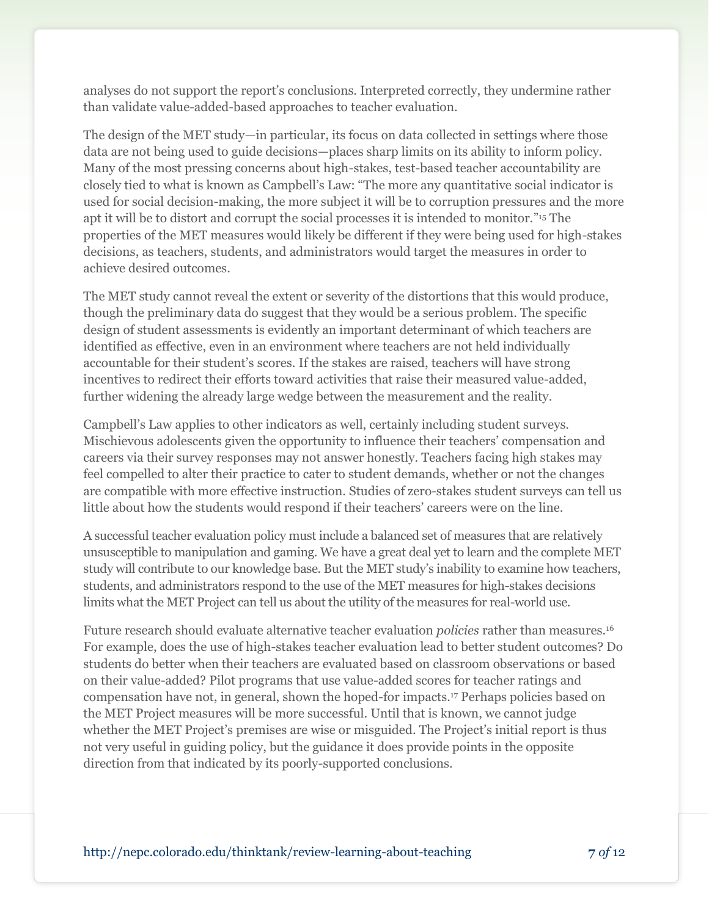analyses do not support the report's conclusions. Interpreted correctly, they undermine rather than validate value-added-based approaches to teacher evaluation.

The design of the MET study—in particular, its focus on data collected in settings where those data are not being used to guide decisions—places sharp limits on its ability to inform policy. Many of the most pressing concerns about high-stakes, test-based teacher accountability are closely tied to what is known as Campbell's Law: "The more any quantitative social indicator is used for social decision-making, the more subject it will be to corruption pressures and the more apt it will be to distort and corrupt the social processes it is intended to monitor."[15] The properties of the MET measures would likely be different if they were being used for high-stakes decisions, as teachers, students, and administrators would target the measures in order to achieve desired outcomes.

The MET study cannot reveal the extent or severity of the distortions that this would produce, though the preliminary data do suggest that they would be a serious problem. The specific design of student assessments is evidently an important determinant of which teachers are identified as effective, even in an environment where teachers are not held individually accountable for their student's scores. If the stakes are raised, teachers will have strong incentives to redirect their efforts toward activities that raise their measured value-added, further widening the already large wedge between the measurement and the reality.

Campbell's Law applies to other indicators as well, certainly including student surveys. Mischievous adolescents given the opportunity to influence their teachers' compensation and careers via their survey responses may not answer honestly. Teachers facing high stakes may feel compelled to alter their practice to cater to student demands, whether or not the changes are compatible with more effective instruction. Studies of zero-stakes student surveys can tell us little about how the students would respond if their teachers' careers were on the line.

A successful teacher evaluation policy must include a balanced set of measures that are relatively unsusceptible to manipulation and gaming. We have a great deal yet to learn and the complete MET study will contribute to our knowledge base. But the MET study's inability to examine how teachers, students, and administrators respond to the use of the MET measures for high-stakes decisions limits what the MET Project can tell us about the utility of the measures for real-world use.

Future research should evaluate alternative teacher evaluation *policies* rather than measures.[16] For example, does the use of high-stakes teacher evaluation lead to better student outcomes? Do students do better when their teachers are evaluated based on classroom observations or based on their value-added? Pilot programs that use value-added scores for teacher ratings and compensation have not, in general, shown the hoped-for impacts.[17] Perhaps policies based on the MET Project measures will be more successful. Until that is known, we cannot judge whether the MET Project's premises are wise or misguided. The Project's initial report is thus not very useful in guiding policy, but the guidance it does provide points in the opposite direction from that indicated by its poorly-supported conclusions.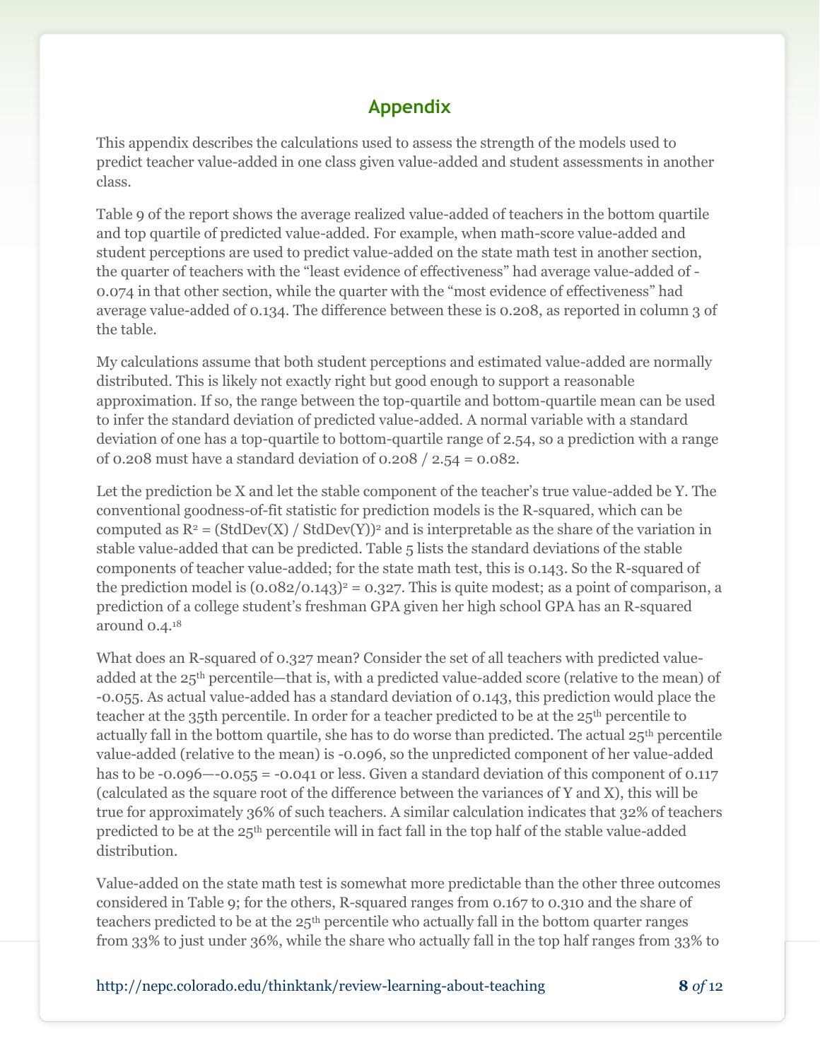## Appendix

This appendix describes the calculations used to assess the strength of the models used to predict teacher value-added in one class given value-added and student assessments in another class.

Table 9 of the report shows the average realized value-added of teachers in the bottom quartile and top quartile of predicted value-added. For example, when math-score value-added and student perceptions are used to predict value-added on the state math test in another section, the quarter of teachers with the "least evidence of effectiveness" had average value-added of -0.074 in that other section, while the quarter with the "most evidence of effectiveness" had average value-added of 0.134. The difference between these is 0.208, as reported in column 3 of the table.

My calculations assume that both student perceptions and estimated value-added are normally distributed. This is likely not exactly right but good enough to support a reasonable approximation. If so, the range between the top-quartile and bottom-quartile mean can be used to infer the standard deviation of predicted value-added. A normal variable with a standard deviation of one has a top-quartile to bottom-quartile range of 2.54, so a prediction with a range of 0.208 must have a standard deviation of 0.208 / 2.54 = 0.082.

Let the prediction be X and let the stable component of the teacher's true value-added be Y. The conventional goodness-of-fit statistic for prediction models is the R-squared, which can be computed as $R^2 = (\text{StdDev}(X) / \text{StdDev}(Y))^2$ and is interpretable as the share of the variation in stable value-added that can be predicted. Table 5 lists the standard deviations of the stable components of teacher value-added; for the state math test, this is 0.143. So the R-squared of the prediction model is $(0.082/0.143)^2 = 0.327$. This is quite modest; as a point of comparison, a prediction of a college student's freshman GPA given her high school GPA has an R-squared around 0.4.[18]

What does an R-squared of 0.327 mean? Consider the set of all teachers with predicted value-added at the 25th percentile—that is, with a predicted value-added score (relative to the mean) of -0.055. As actual value-added has a standard deviation of 0.143, this prediction would place the teacher at the 35th percentile. In order for a teacher predicted to be at the 25th percentile to actually fall in the bottom quartile, she has to do worse than predicted. The actual 25th percentile value-added (relative to the mean) is -0.096, so the unpredicted component of her value-added has to be -0.096—-0.055 = -0.041 or less. Given a standard deviation of this component of 0.117 (calculated as the square root of the difference between the variances of Y and X), this will be true for approximately 36% of such teachers. A similar calculation indicates that 32% of teachers predicted to be at the 25th percentile will in fact fall in the top half of the stable value-added distribution.

Value-added on the state math test is somewhat more predictable than the other three outcomes considered in Table 9; for the others, R-squared ranges from 0.167 to 0.310 and the share of teachers predicted to be at the 25th percentile who actually fall in the bottom quarter ranges from 33% to just under 36%, while the share who actually fall in the top half ranges from 33% to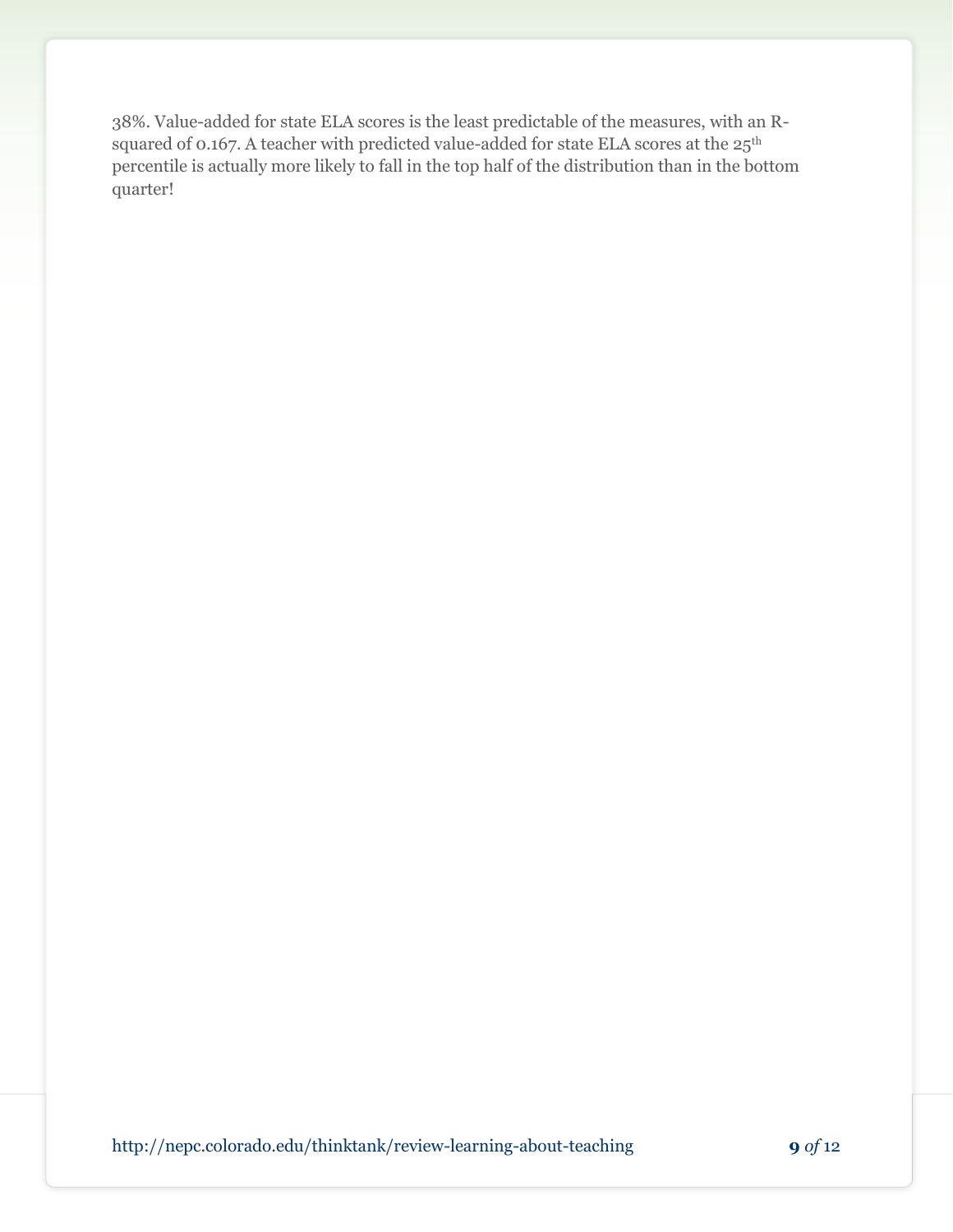38%. Value-added for state ELA scores is the least predictable of the measures, with an R-squared of 0.167. A teacher with predicted value-added for state ELA scores at the 25th percentile is actually more likely to fall in the top half of the distribution than in the bottom quarter!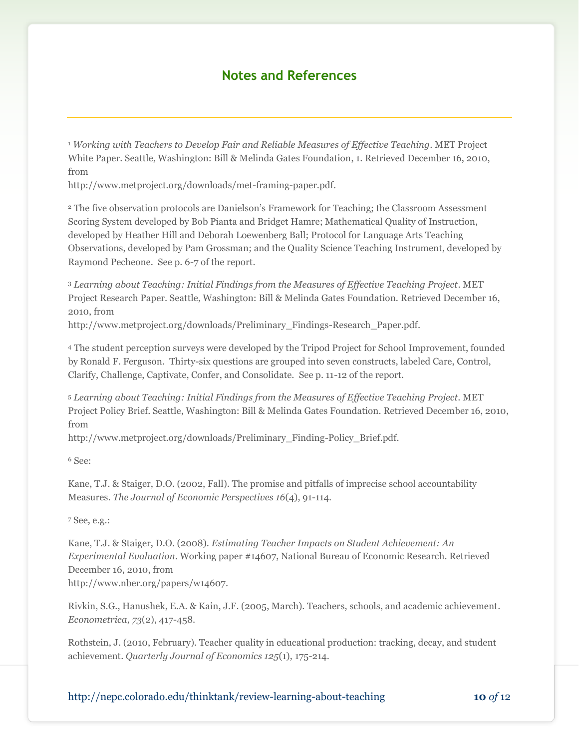## Notes and References

[1] *Working with Teachers to Develop Fair and Reliable Measures of Effective Teaching*. MET Project White Paper. Seattle, Washington: Bill & Melinda Gates Foundation, 1. Retrieved December 16, 2010, from
http://www.metproject.org/downloads/met-framing-paper.pdf.

[2] The five observation protocols are Danielson's Framework for Teaching; the Classroom Assessment Scoring System developed by Bob Pianta and Bridget Hamre; Mathematical Quality of Instruction, developed by Heather Hill and Deborah Loewenberg Ball; Protocol for Language Arts Teaching Observations, developed by Pam Grossman; and the Quality Science Teaching Instrument, developed by Raymond Pecheone. See p. 6-7 of the report.

[3] *Learning about Teaching: Initial Findings from the Measures of Effective Teaching Project*. MET Project Research Paper. Seattle, Washington: Bill & Melinda Gates Foundation. Retrieved December 16, 2010, from
http://www.metproject.org/downloads/Preliminary_Findings-Research_Paper.pdf.

[4] The student perception surveys were developed by the Tripod Project for School Improvement, founded by Ronald F. Ferguson. Thirty-six questions are grouped into seven constructs, labeled Care, Control, Clarify, Challenge, Captivate, Confer, and Consolidate. See p. 11-12 of the report.

[5] *Learning about Teaching: Initial Findings from the Measures of Effective Teaching Project*. MET Project Policy Brief. Seattle, Washington: Bill & Melinda Gates Foundation. Retrieved December 16, 2010, from
http://www.metproject.org/downloads/Preliminary_Finding-Policy_Brief.pdf.

[6] See:

Kane, T.J. & Staiger, D.O. (2002, Fall). The promise and pitfalls of imprecise school accountability Measures. *The Journal of Economic Perspectives 16*(4), 91-114.

[7] See, e.g.:

Kane, T.J. & Staiger, D.O. (2008). *Estimating Teacher Impacts on Student Achievement: An Experimental Evaluation*. Working paper #14607, National Bureau of Economic Research. Retrieved December 16, 2010, from
http://www.nber.org/papers/w14607.

Rivkin, S.G., Hanushek, E.A. & Kain, J.F. (2005, March). Teachers, schools, and academic achievement. *Econometrica, 73*(2), 417-458.

Rothstein, J. (2010, February). Teacher quality in educational production: tracking, decay, and student achievement. *Quarterly Journal of Economics 125*(1), 175-214.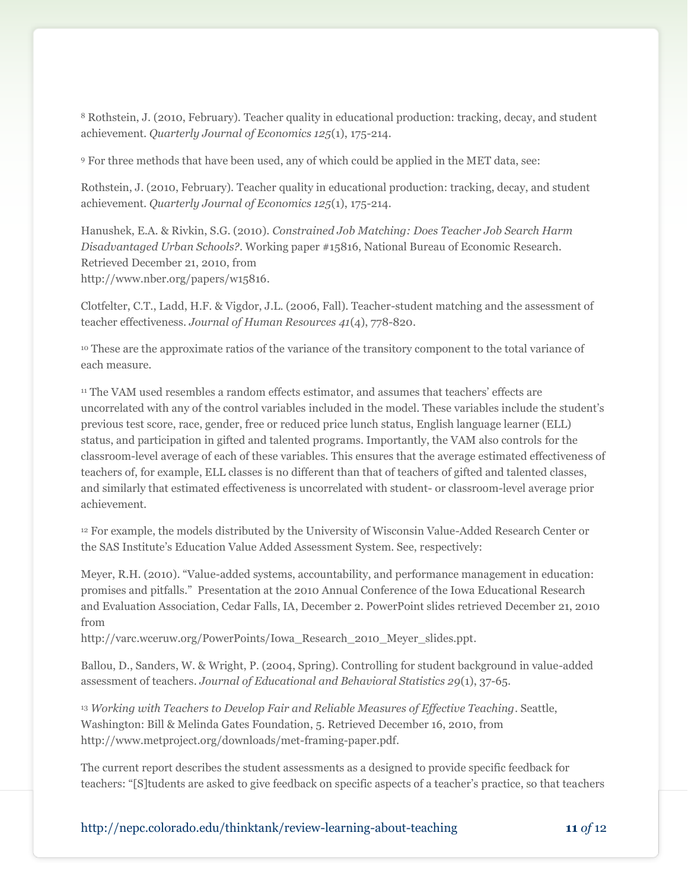[8] Rothstein, J. (2010, February). Teacher quality in educational production: tracking, decay, and student achievement. *Quarterly Journal of Economics 125*(1), 175-214.

[9] For three methods that have been used, any of which could be applied in the MET data, see:

Rothstein, J. (2010, February). Teacher quality in educational production: tracking, decay, and student achievement. *Quarterly Journal of Economics 125*(1), 175-214.

Hanushek, E.A. & Rivkin, S.G. (2010). *Constrained Job Matching: Does Teacher Job Search Harm Disadvantaged Urban Schools?*. Working paper #15816, National Bureau of Economic Research. Retrieved December 21, 2010, from
http://www.nber.org/papers/w15816.

Clotfelter, C.T., Ladd, H.F. & Vigdor, J.L. (2006, Fall). Teacher-student matching and the assessment of teacher effectiveness. *Journal of Human Resources 41*(4), 778-820.

[10] These are the approximate ratios of the variance of the transitory component to the total variance of each measure.

[11] The VAM used resembles a random effects estimator, and assumes that teachers' effects are uncorrelated with any of the control variables included in the model. These variables include the student's previous test score, race, gender, free or reduced price lunch status, English language learner (ELL) status, and participation in gifted and talented programs. Importantly, the VAM also controls for the classroom-level average of each of these variables. This ensures that the average estimated effectiveness of teachers of, for example, ELL classes is no different than that of teachers of gifted and talented classes, and similarly that estimated effectiveness is uncorrelated with student- or classroom-level average prior achievement.

[12] For example, the models distributed by the University of Wisconsin Value-Added Research Center or the SAS Institute's Education Value Added Assessment System. See, respectively:

Meyer, R.H. (2010). "Value-added systems, accountability, and performance management in education: promises and pitfalls." Presentation at the 2010 Annual Conference of the Iowa Educational Research and Evaluation Association, Cedar Falls, IA, December 2. PowerPoint slides retrieved December 21, 2010 from
http://varc.wceruw.org/PowerPoints/Iowa_Research_2010_Meyer_slides.ppt.

Ballou, D., Sanders, W. & Wright, P. (2004, Spring). Controlling for student background in value-added assessment of teachers. *Journal of Educational and Behavioral Statistics 29*(1), 37-65.

[13] *Working with Teachers to Develop Fair and Reliable Measures of Effective Teaching*. Seattle, Washington: Bill & Melinda Gates Foundation, 5. Retrieved December 16, 2010, from http://www.metproject.org/downloads/met-framing-paper.pdf.

The current report describes the student assessments as a designed to provide specific feedback for teachers: "[S]tudents are asked to give feedback on specific aspects of a teacher's practice, so that teachers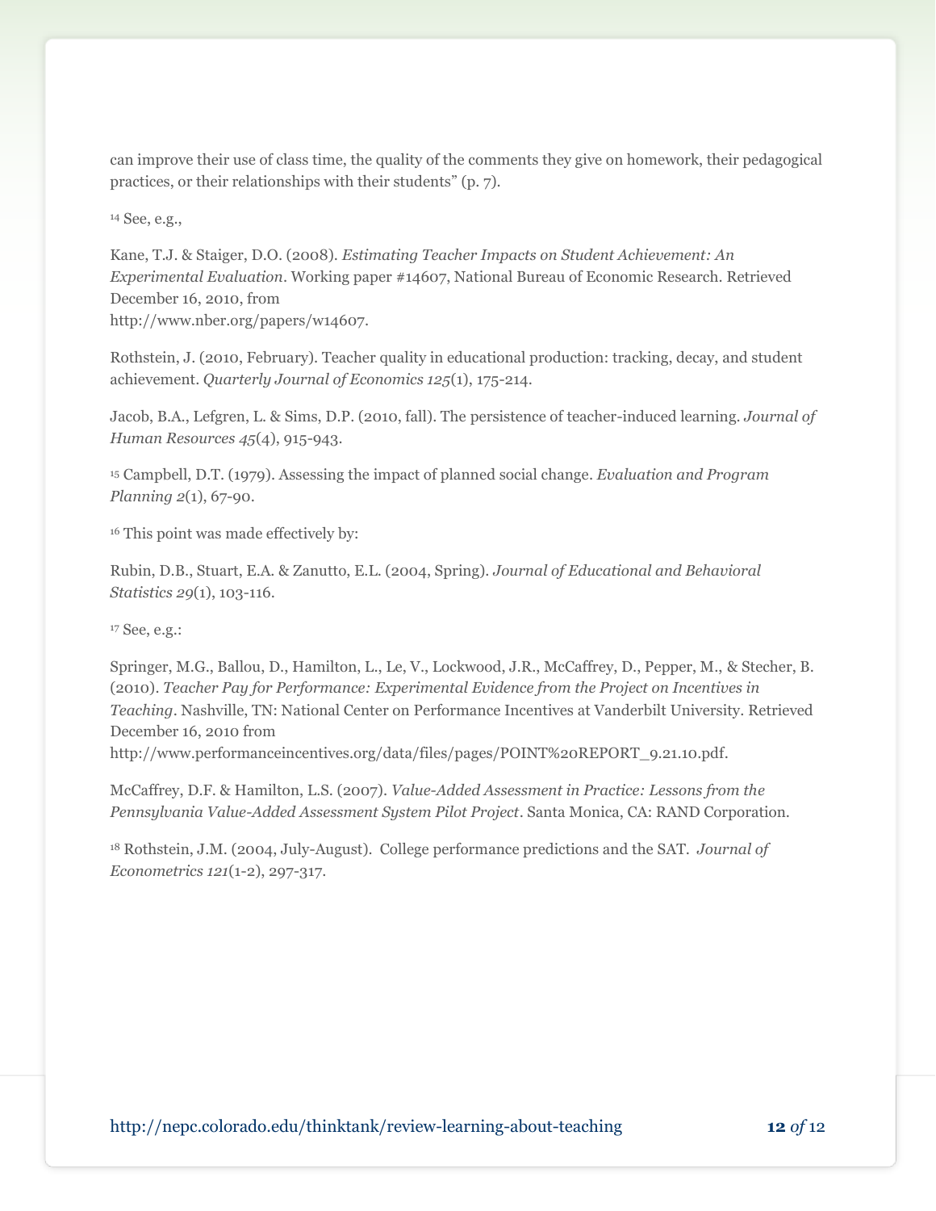can improve their use of class time, the quality of the comments they give on homework, their pedagogical practices, or their relationships with their students" (p. 7).

[14] See, e.g.,

Kane, T.J. & Staiger, D.O. (2008). *Estimating Teacher Impacts on Student Achievement: An Experimental Evaluation*. Working paper #14607, National Bureau of Economic Research. Retrieved December 16, 2010, from http://www.nber.org/papers/w14607.

Rothstein, J. (2010, February). Teacher quality in educational production: tracking, decay, and student achievement. *Quarterly Journal of Economics 125*(1), 175-214.

Jacob, B.A., Lefgren, L. & Sims, D.P. (2010, fall). The persistence of teacher-induced learning. *Journal of Human Resources 45*(4), 915-943.

[15] Campbell, D.T. (1979). Assessing the impact of planned social change. *Evaluation and Program Planning 2*(1), 67-90.

[16] This point was made effectively by:

Rubin, D.B., Stuart, E.A. & Zanutto, E.L. (2004, Spring). *Journal of Educational and Behavioral Statistics 29*(1), 103-116.

[17] See, e.g.:

Springer, M.G., Ballou, D., Hamilton, L., Le, V., Lockwood, J.R., McCaffrey, D., Pepper, M., & Stecher, B. (2010). *Teacher Pay for Performance: Experimental Evidence from the Project on Incentives in Teaching*. Nashville, TN: National Center on Performance Incentives at Vanderbilt University. Retrieved December 16, 2010 from http://www.performanceincentives.org/data/files/pages/POINT%20REPORT_9.21.10.pdf.

McCaffrey, D.F. & Hamilton, L.S. (2007). *Value-Added Assessment in Practice: Lessons from the Pennsylvania Value-Added Assessment System Pilot Project*. Santa Monica, CA: RAND Corporation.

[18] Rothstein, J.M. (2004, July-August). College performance predictions and the SAT. *Journal of Econometrics 121*(1-2), 297-317.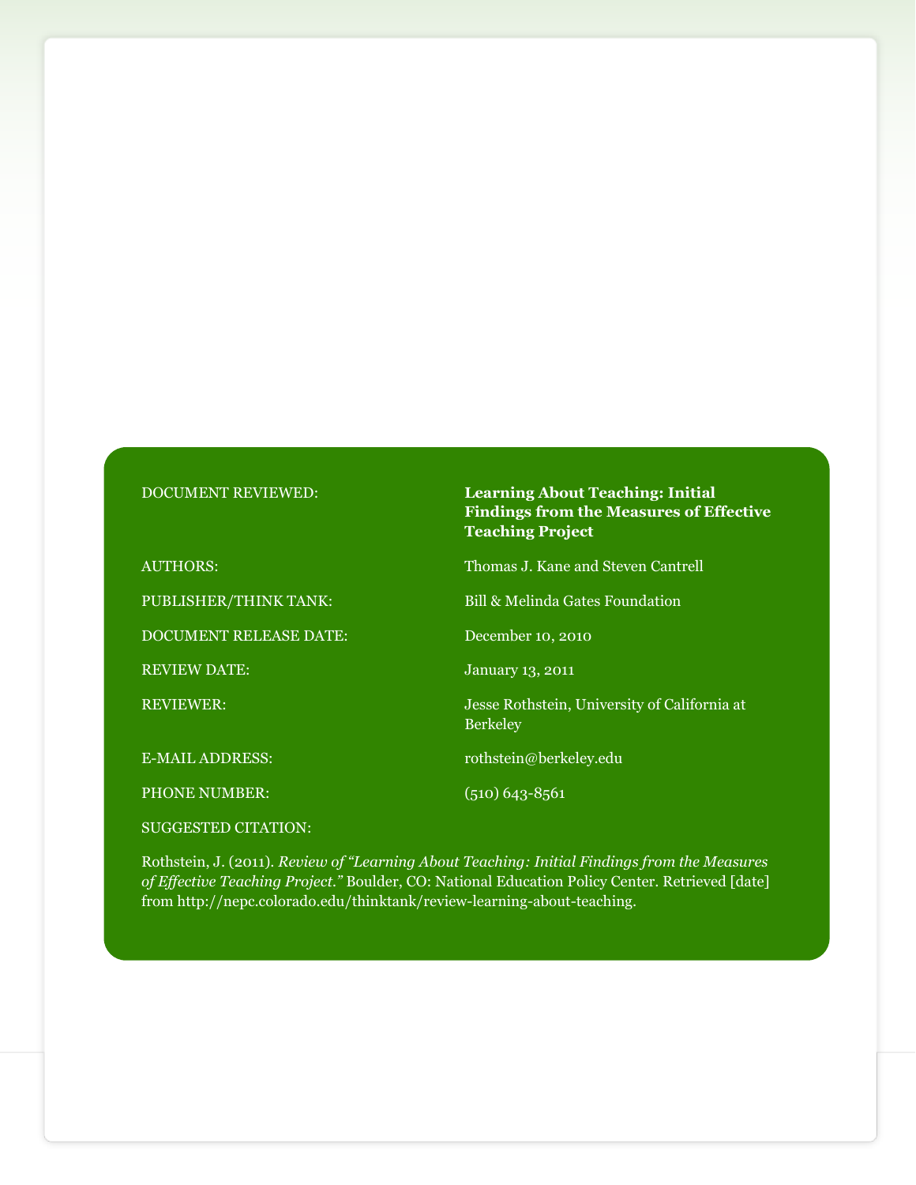| | |
|---|---|
| DOCUMENT REVIEWED: | **Learning About Teaching: Initial Findings from the Measures of Effective Teaching Project** |
| AUTHORS: | Thomas J. Kane and Steven Cantrell |
| PUBLISHER/THINK TANK: | Bill & Melinda Gates Foundation |
| DOCUMENT RELEASE DATE: | December 10, 2010 |
| REVIEW DATE: | January 13, 2011 |
| REVIEWER: | Jesse Rothstein, University of California at Berkeley |
| E-MAIL ADDRESS: | rothstein@berkeley.edu |
| PHONE NUMBER: | (510) 643-8561 |

SUGGESTED CITATION:

Rothstein, J. (2011). *Review of "Learning About Teaching: Initial Findings from the Measures of Effective Teaching Project."* Boulder, CO: National Education Policy Center. Retrieved [date] from http://nepc.colorado.edu/thinktank/review-learning-about-teaching.